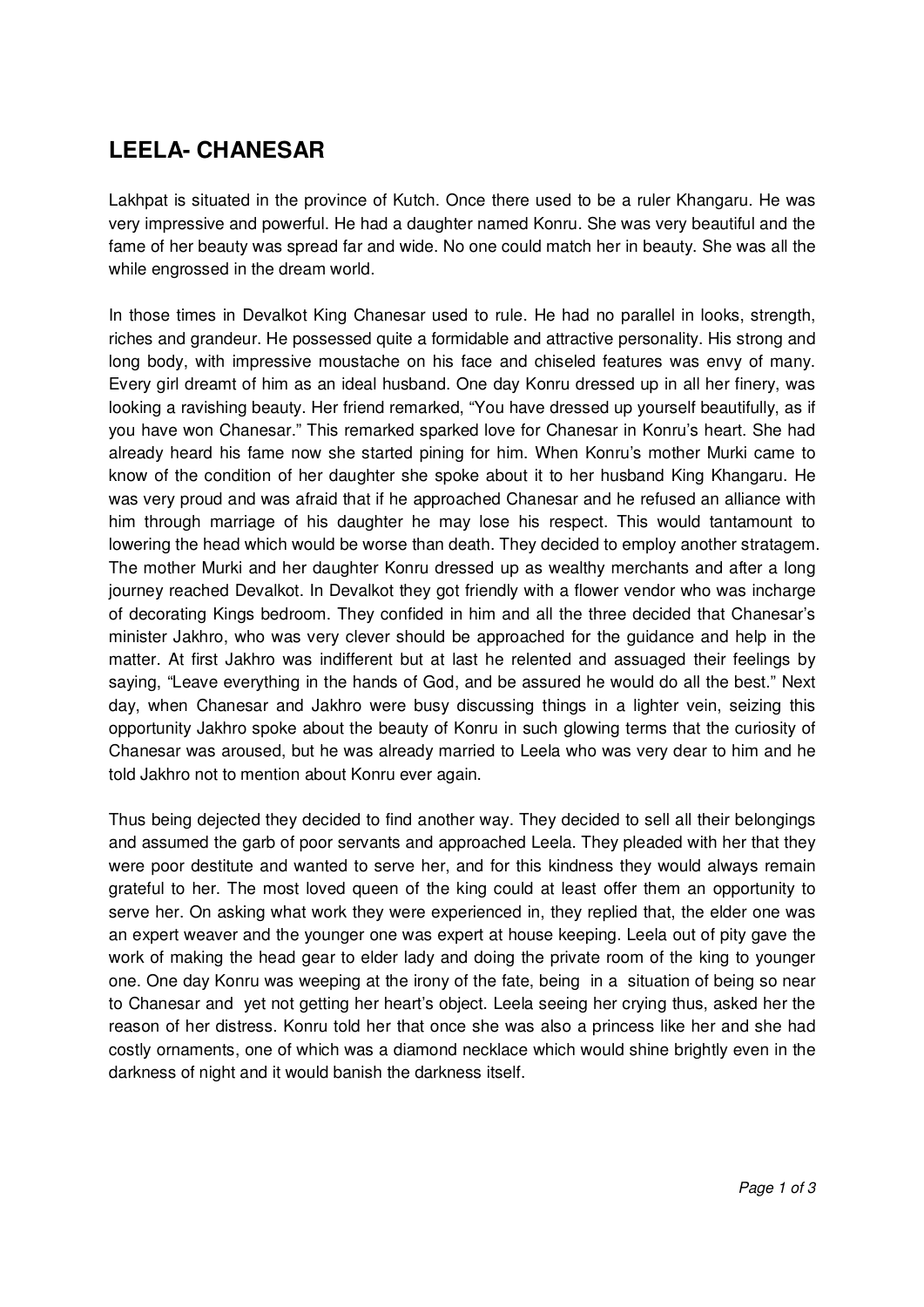# LEELA- CHANESAR

Lakhpat is situated in the province of Kutch. Once there used to be a ruler Khangaru. He was very impressive and powerful. He had a daughter named Konru. She was very beautiful and the fame of her beauty was spread far and wide. No one could match her in beauty. She was all the while engrossed in the dream world.

In those times in Devalkot King Chanesar used to rule. He had no parallel in looks, strength, riches and grandeur. He possessed quite a formidable and attractive personality. His strong and long body, with impressive moustache on his face and chiseled features was envy of many. Every girl dreamt of him as an ideal husband. One day Konru dressed up in all her finery, was looking a ravishing beauty. Her friend remarked, "You have dressed up yourself beautifully, as if you have won Chanesar." This remarked sparked love for Chanesar in Konru's heart. She had already heard his fame now she started pining for him. When Konru's mother Murki came to know of the condition of her daughter she spoke about it to her husband King Khangaru. He was very proud and was afraid that if he approached Chanesar and he refused an alliance with him through marriage of his daughter he may lose his respect. This would tantamount to lowering the head which would be worse than death. They decided to employ another stratagem. The mother Murki and her daughter Konru dressed up as wealthy merchants and after a long journey reached Devalkot. In Devalkot they got friendly with a flower vendor who was incharge of decorating Kings bedroom. They confided in him and all the three decided that Chanesar's minister Jakhro, who was very clever should be approached for the guidance and help in the matter. At first Jakhro was indifferent but at last he relented and assuaged their feelings by saying, "Leave everything in the hands of God, and be assured he would do all the best." Next day, when Chanesar and Jakhro were busy discussing things in a lighter vein, seizing this opportunity Jakhro spoke about the beauty of Konru in such glowing terms that the curiosity of Chanesar was aroused, but he was already married to Leela who was very dear to him and he told Jakhro not to mention about Konru ever again.

Thus being dejected they decided to find another way. They decided to sell all their belongings and assumed the garb of poor servants and approached Leela. They pleaded with her that they were poor destitute and wanted to serve her, and for this kindness they would always remain grateful to her. The most loved queen of the king could at least offer them an opportunity to serve her. On asking what work they were experienced in, they replied that, the elder one was an expert weaver and the younger one was expert at house keeping. Leela out of pity gave the work of making the head gear to elder lady and doing the private room of the king to younger one. One day Konru was weeping at the irony of the fate, being in a situation of being so near to Chanesar and yet not getting her heart's object. Leela seeing her crying thus, asked her the reason of her distress. Konru told her that once she was also a princess like her and she had costly ornaments, one of which was a diamond necklace which would shine brightly even in the darkness of night and it would banish the darkness itself.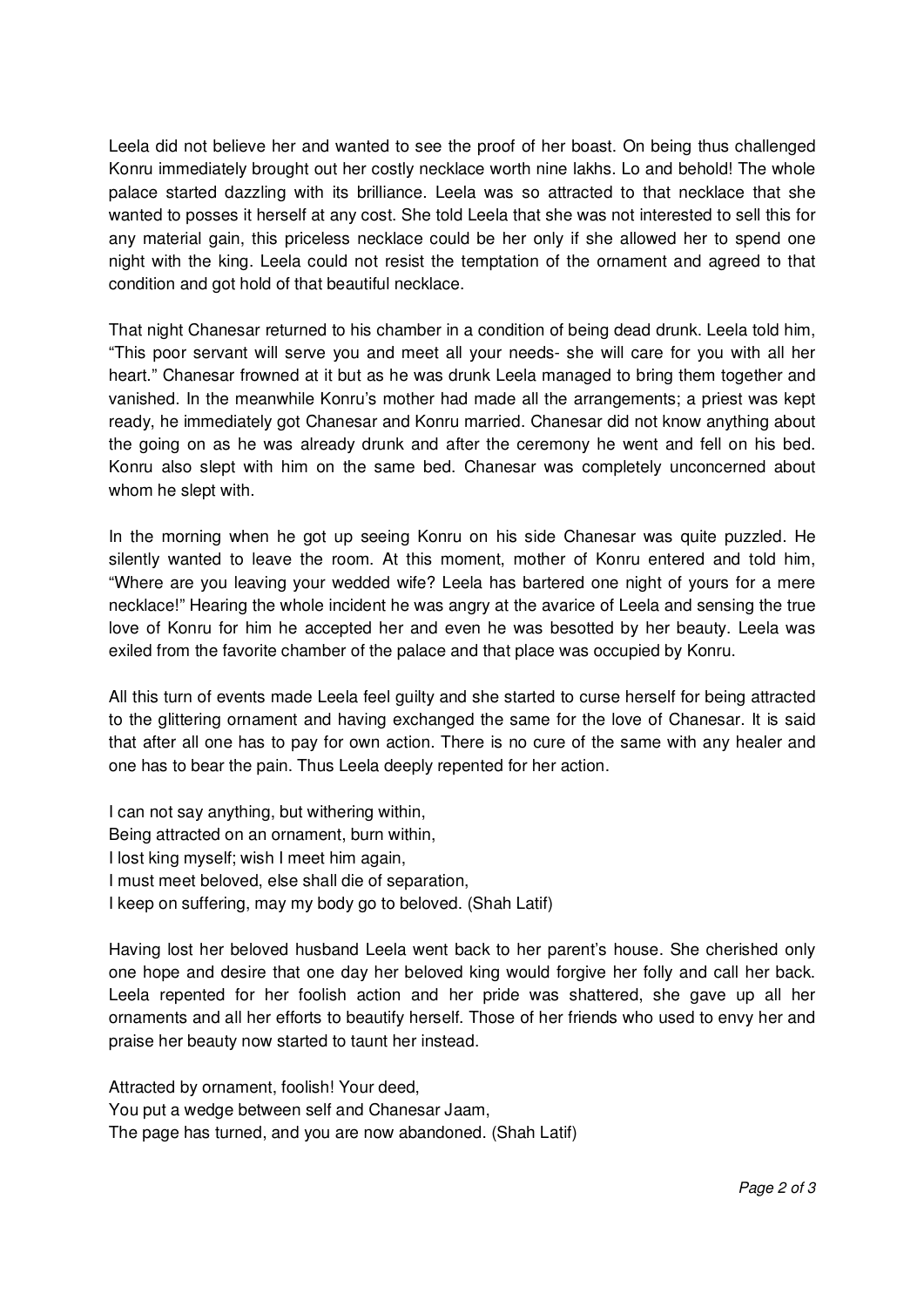Leela did not believe her and wanted to see the proof of her boast. On being thus challenged Konru immediately brought out her costly necklace worth nine lakhs. Lo and behold! The whole palace started dazzling with its brilliance. Leela was so attracted to that necklace that she wanted to posses it herself at any cost. She told Leela that she was not interested to sell this for any material gain, this priceless necklace could be her only if she allowed her to spend one night with the king. Leela could not resist the temptation of the ornament and agreed to that condition and got hold of that beautiful necklace.

That night Chanesar returned to his chamber in a condition of being dead drunk. Leela told him, "This poor servant will serve you and meet all your needs- she will care for you with all her heart." Chanesar frowned at it but as he was drunk Leela managed to bring them together and vanished. In the meanwhile Konru's mother had made all the arrangements; a priest was kept ready, he immediately got Chanesar and Konru married. Chanesar did not know anything about the going on as he was already drunk and after the ceremony he went and fell on his bed. Konru also slept with him on the same bed. Chanesar was completely unconcerned about whom he slept with.

In the morning when he got up seeing Konru on his side Chanesar was quite puzzled. He silently wanted to leave the room. At this moment, mother of Konru entered and told him, "Where are you leaving your wedded wife? Leela has bartered one night of yours for a mere necklace!" Hearing the whole incident he was angry at the avarice of Leela and sensing the true love of Konru for him he accepted her and even he was besotted by her beauty. Leela was exiled from the favorite chamber of the palace and that place was occupied by Konru.

All this turn of events made Leela feel guilty and she started to curse herself for being attracted to the glittering ornament and having exchanged the same for the love of Chanesar. It is said that after all one has to pay for own action. There is no cure of the same with any healer and one has to bear the pain. Thus Leela deeply repented for her action.

I can not say anything, but withering within,  
Being attracted on an ornament, burn within,  
I lost king myself; wish I meet him again,  
I must meet beloved, else shall die of separation,  
I keep on suffering, may my body go to beloved. (Shah Latif)

Having lost her beloved husband Leela went back to her parent's house. She cherished only one hope and desire that one day her beloved king would forgive her folly and call her back. Leela repented for her foolish action and her pride was shattered, she gave up all her ornaments and all her efforts to beautify herself. Those of her friends who used to envy her and praise her beauty now started to taunt her instead.

Attracted by ornament, foolish! Your deed,  
You put a wedge between self and Chanesar Jaam,  
The page has turned, and you are now abandoned. (Shah Latif)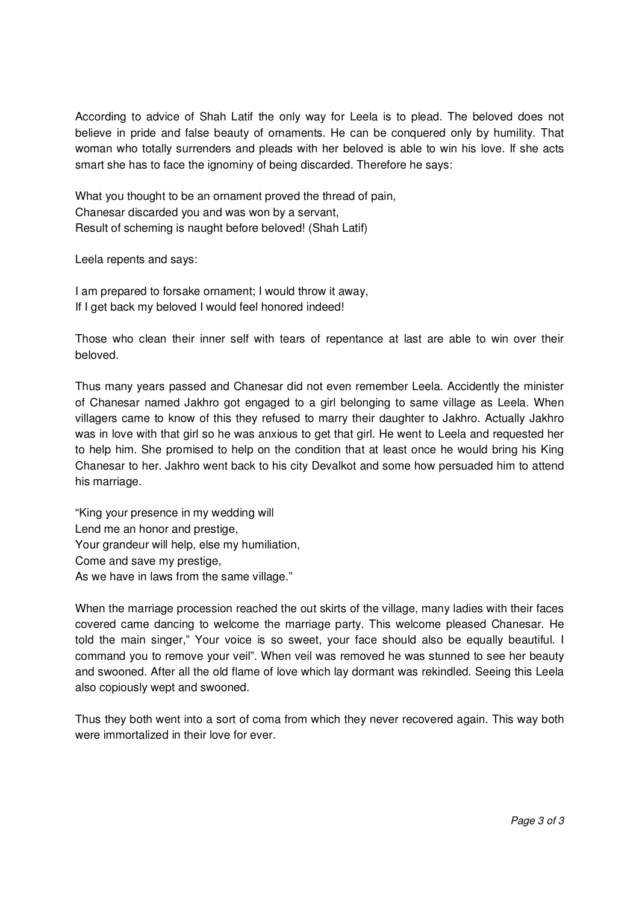According to advice of Shah Latif the only way for Leela is to plead. The beloved does not believe in pride and false beauty of ornaments. He can be conquered only by humility. That woman who totally surrenders and pleads with her beloved is able to win his love. If she acts smart she has to face the ignominy of being discarded. Therefore he says:

What you thought to be an ornament proved the thread of pain,  
Chanesar discarded you and was won by a servant,  
Result of scheming is naught before beloved! (Shah Latif)

Leela repents and says:

I am prepared to forsake ornament; I would throw it away,  
If I get back my beloved I would feel honored indeed!

Those who clean their inner self with tears of repentance at last are able to win over their beloved.

Thus many years passed and Chanesar did not even remember Leela. Accidently the minister of Chanesar named Jakhro got engaged to a girl belonging to same village as Leela. When villagers came to know of this they refused to marry their daughter to Jakhro. Actually Jakhro was in love with that girl so he was anxious to get that girl. He went to Leela and requested her to help him. She promised to help on the condition that at least once he would bring his King Chanesar to her. Jakhro went back to his city Devalkot and some how persuaded him to attend his marriage.

"King your presence in my wedding will  
Lend me an honor and prestige,  
Your grandeur will help, else my humiliation,  
Come and save my prestige,  
As we have in laws from the same village."

When the marriage procession reached the out skirts of the village, many ladies with their faces covered came dancing to welcome the marriage party. This welcome pleased Chanesar. He told the main singer," Your voice is so sweet, your face should also be equally beautiful. I command you to remove your veil". When veil was removed he was stunned to see her beauty and swooned. After all the old flame of love which lay dormant was rekindled. Seeing this Leela also copiously wept and swooned.

Thus they both went into a sort of coma from which they never recovered again. This way both were immortalized in their love for ever.